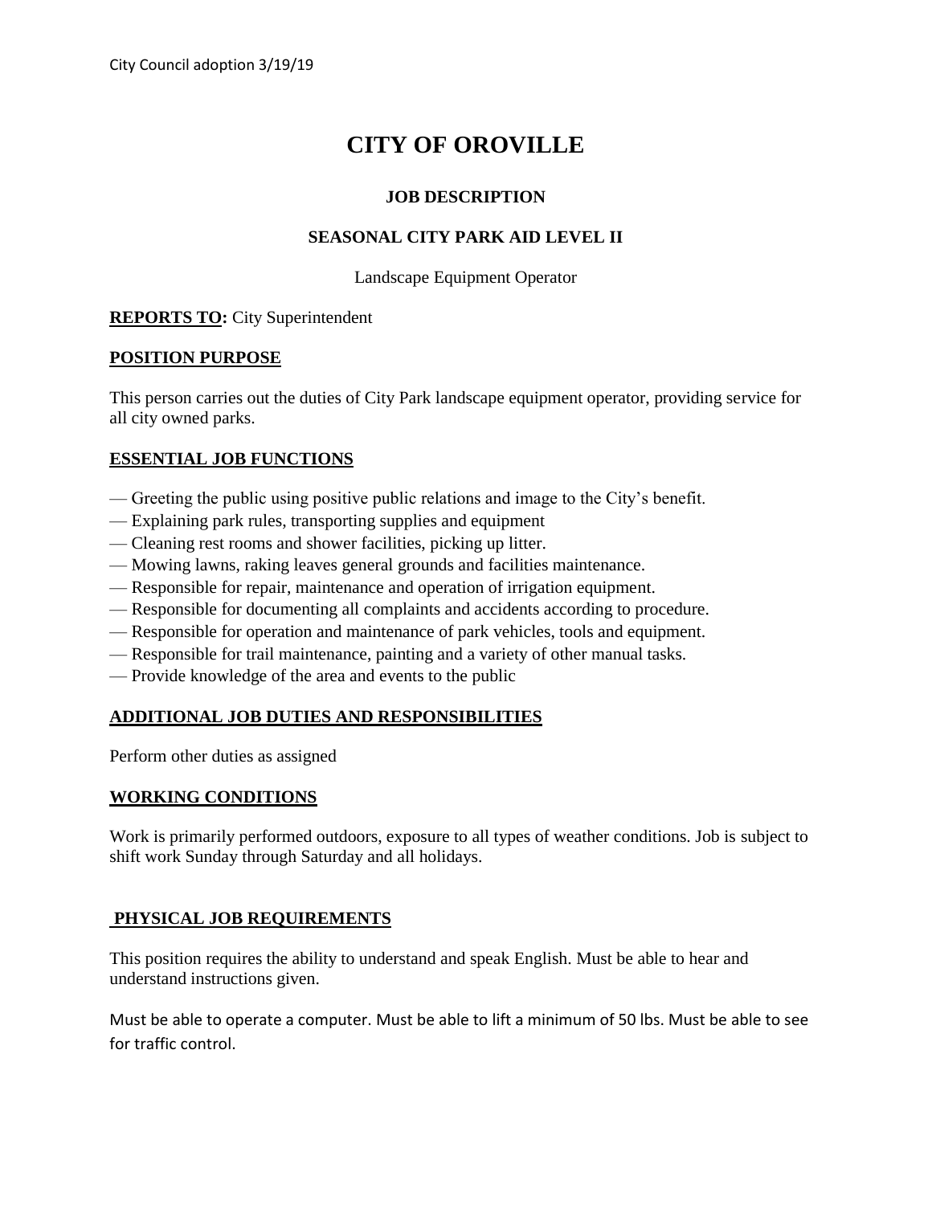City Council adoption 3/19/19

# CITY OF OROVILLE

## JOB DESCRIPTION

## SEASONAL CITY PARK AID LEVEL II

Landscape Equipment Operator

**REPORTS TO:** City Superintendent

**POSITION PURPOSE**

This person carries out the duties of City Park landscape equipment operator, providing service for all city owned parks.

**ESSENTIAL JOB FUNCTIONS**

— Greeting the public using positive public relations and image to the City's benefit.
— Explaining park rules, transporting supplies and equipment
— Cleaning rest rooms and shower facilities, picking up litter.
— Mowing lawns, raking leaves general grounds and facilities maintenance.
— Responsible for repair, maintenance and operation of irrigation equipment.
— Responsible for documenting all complaints and accidents according to procedure.
— Responsible for operation and maintenance of park vehicles, tools and equipment.
— Responsible for trail maintenance, painting and a variety of other manual tasks.
— Provide knowledge of the area and events to the public

**ADDITIONAL JOB DUTIES AND RESPONSIBILITIES**

Perform other duties as assigned

**WORKING CONDITIONS**

Work is primarily performed outdoors, exposure to all types of weather conditions. Job is subject to shift work Sunday through Saturday and all holidays.

**PHYSICAL JOB REQUIREMENTS**

This position requires the ability to understand and speak English. Must be able to hear and understand instructions given.

Must be able to operate a computer. Must be able to lift a minimum of 50 lbs. Must be able to see for traffic control.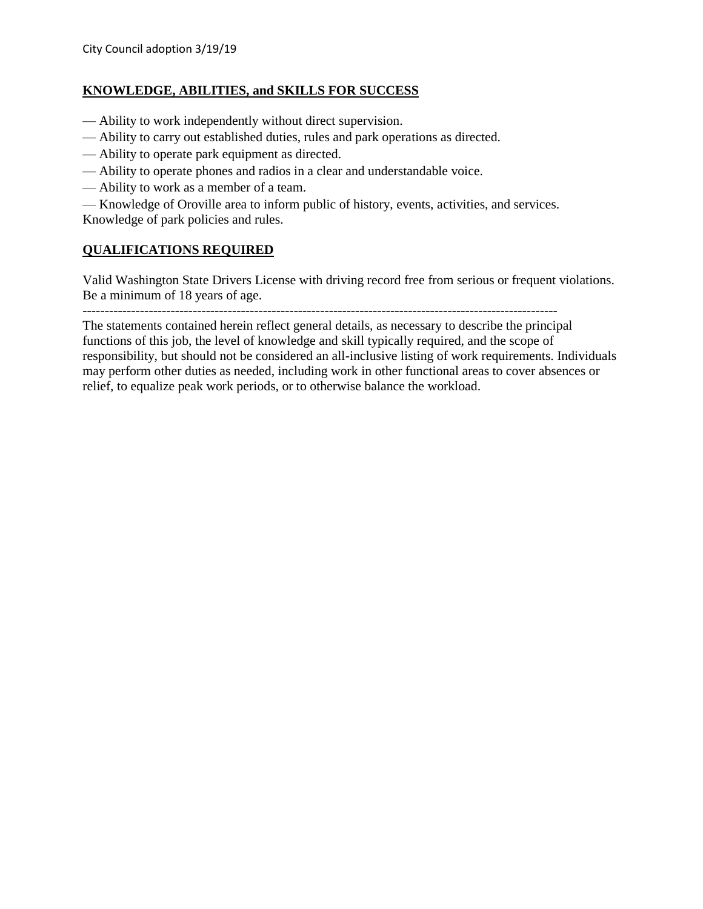## KNOWLEDGE, ABILITIES, and SKILLS FOR SUCCESS

— Ability to work independently without direct supervision.
— Ability to carry out established duties, rules and park operations as directed.
— Ability to operate park equipment as directed.
— Ability to operate phones and radios in a clear and understandable voice.
— Ability to work as a member of a team.
— Knowledge of Oroville area to inform public of history, events, activities, and services.
Knowledge of park policies and rules.

## QUALIFICATIONS REQUIRED

Valid Washington State Drivers License with driving record free from serious or frequent violations.
Be a minimum of 18 years of age.

---

The statements contained herein reflect general details, as necessary to describe the principal functions of this job, the level of knowledge and skill typically required, and the scope of responsibility, but should not be considered an all-inclusive listing of work requirements. Individuals may perform other duties as needed, including work in other functional areas to cover absences or relief, to equalize peak work periods, or to otherwise balance the workload.